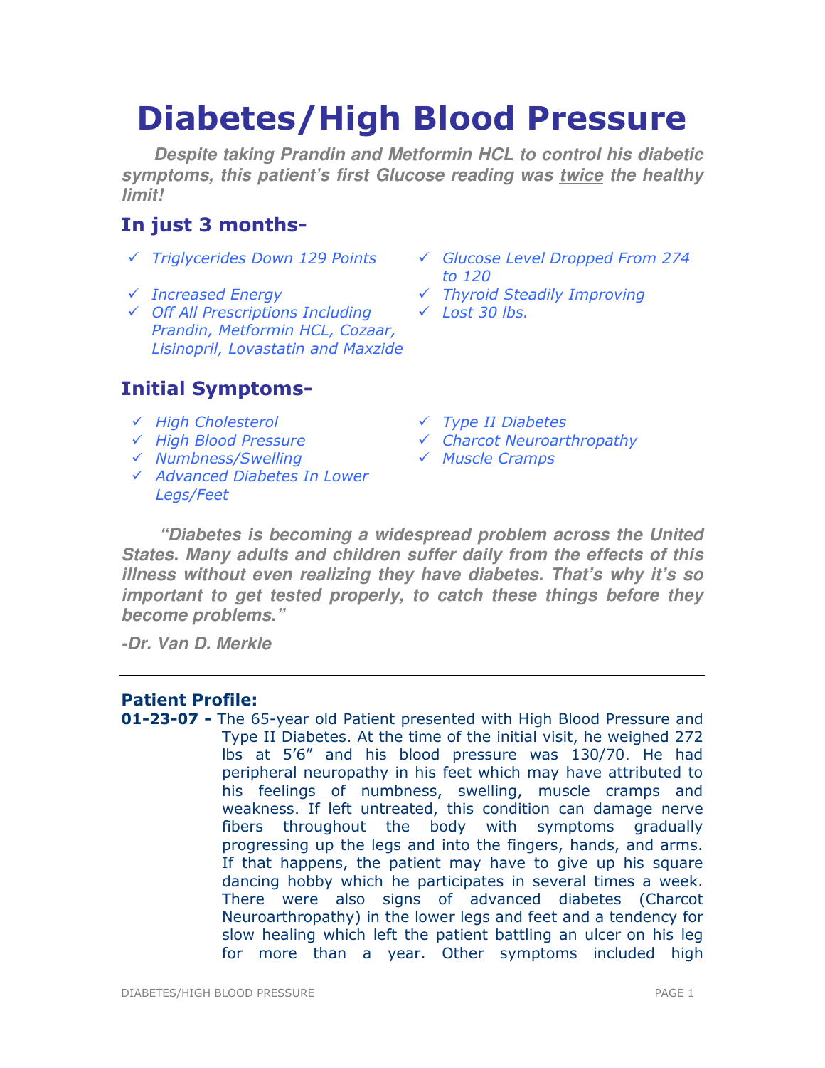# Diabetes/High Blood Pressure

***Despite taking Prandin and Metformin HCL to control his diabetic symptoms, this patient's first Glucose reading was twice the healthy limit!***

## In just 3 months-

- ✓ *Triglycerides Down 129 Points*
- ✓ *Increased Energy*
- ✓ *Off All Prescriptions Including Prandin, Metformin HCL, Cozaar, Lisinopril, Lovastatin and Maxzide*
- ✓ *Glucose Level Dropped From 274 to 120*
- ✓ *Thyroid Steadily Improving*
- ✓ *Lost 30 lbs.*

## Initial Symptoms-

- ✓ *High Cholesterol*
- ✓ *High Blood Pressure*
- ✓ *Numbness/Swelling*
- ✓ *Advanced Diabetes In Lower Legs/Feet*
- ✓ *Type II Diabetes*
- ✓ *Charcot Neuroarthropathy*
- ✓ *Muscle Cramps*

***"Diabetes is becoming a widespread problem across the United States. Many adults and children suffer daily from the effects of this illness without even realizing they have diabetes. That's why it's so important to get tested properly, to catch these things before they become problems."***

***-Dr. Van D. Merkle***

---

### Patient Profile:

**01-23-07 -** The 65-year old Patient presented with High Blood Pressure and Type II Diabetes. At the time of the initial visit, he weighed 272 lbs at 5'6" and his blood pressure was 130/70. He had peripheral neuropathy in his feet which may have attributed to his feelings of numbness, swelling, muscle cramps and weakness. If left untreated, this condition can damage nerve fibers throughout the body with symptoms gradually progressing up the legs and into the fingers, hands, and arms. If that happens, the patient may have to give up his square dancing hobby which he participates in several times a week. There were also signs of advanced diabetes (Charcot Neuroarthropathy) in the lower legs and feet and a tendency for slow healing which left the patient battling an ulcer on his leg for more than a year. Other symptoms included high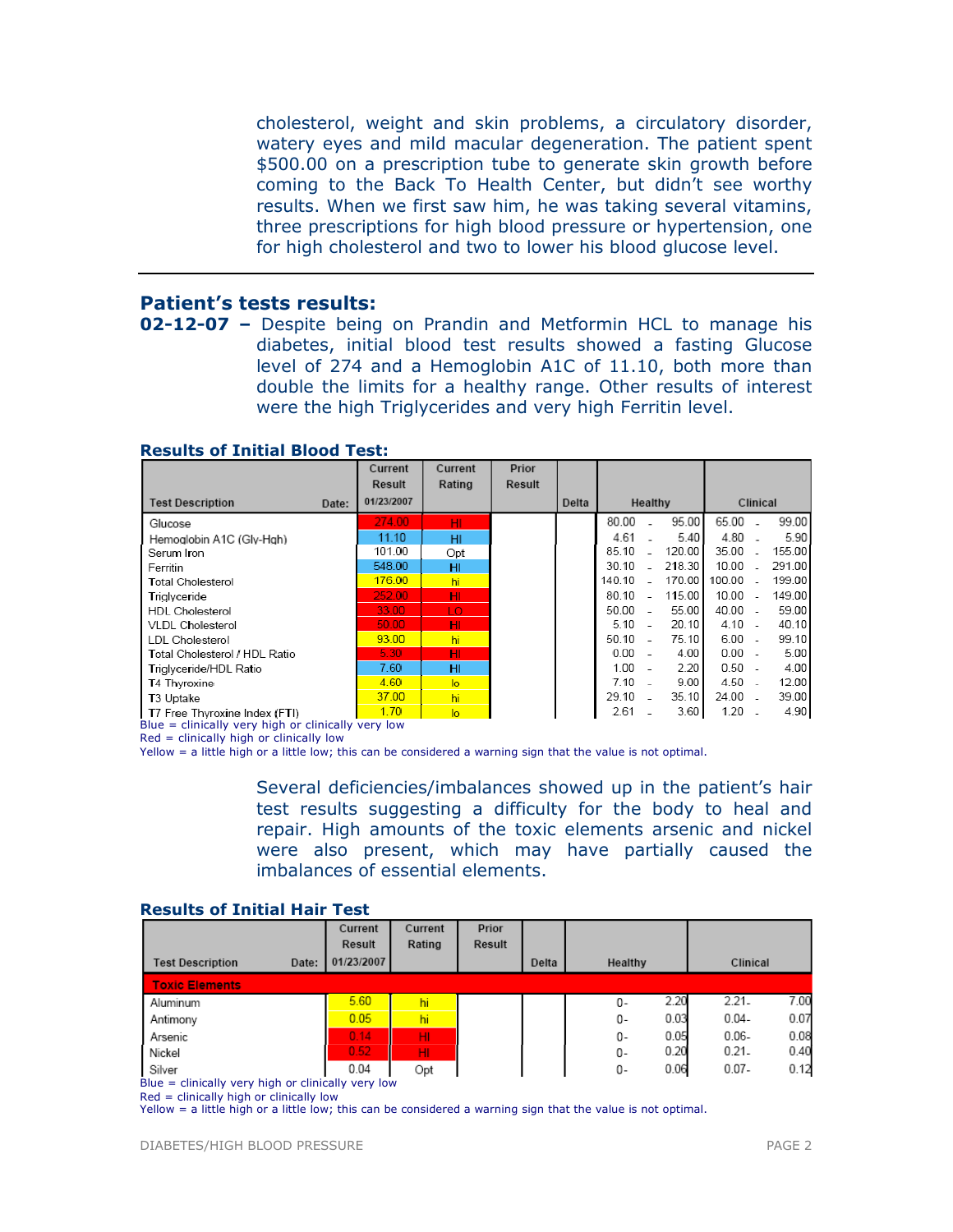cholesterol, weight and skin problems, a circulatory disorder, watery eyes and mild macular degeneration. The patient spent $500.00 on a prescription tube to generate skin growth before coming to the Back To Health Center, but didn't see worthy results. When we first saw him, he was taking several vitamins, three prescriptions for high blood pressure or hypertension, one for high cholesterol and two to lower his blood glucose level.

---

## Patient's tests results:

**02-12-07 –** Despite being on Prandin and Metformin HCL to manage his diabetes, initial blood test results showed a fasting Glucose level of 274 and a Hemoglobin A1C of 11.10, both more than double the limits for a healthy range. Other results of interest were the high Triglycerides and very high Ferritin level.

### Results of Initial Blood Test:

| Test Description Date: | Current Result 01/23/2007 | Current Rating | Prior Result | Delta | Healthy | Clinical |
|---|---|---|---|---|---|---|
| Glucose | 274.00 | HI | | | 80.00 - 95.00 | 65.00 - 99.00 |
| Hemoglobin A1C (Gly-Hgb) | 11.10 | HI | | | 4.61 - 5.40 | 4.80 - 5.90 |
| Serum Iron | 101.00 | Opt | | | 85.10 - 120.00 | 35.00 - 155.00 |
| Ferritin | 548.00 | HI | | | 30.10 - 218.30 | 10.00 - 291.00 |
| Total Cholesterol | 176.00 | hi | | | 140.10 - 170.00 | 100.00 - 199.00 |
| Triglyceride | 252.00 | HI | | | 80.10 - 115.00 | 10.00 - 149.00 |
| HDL Cholesterol | 33.00 | LO | | | 50.00 - 55.00 | 40.00 - 59.00 |
| VLDL Cholesterol | 50.00 | HI | | | 5.10 - 20.10 | 4.10 - 40.10 |
| LDL Cholesterol | 93.00 | hi | | | 50.10 - 75.10 | 6.00 - 99.10 |
| Total Cholesterol / HDL Ratio | 5.30 | HI | | | 0.00 - 4.00 | 0.00 - 5.00 |
| Triglyceride/HDL Ratio | 7.60 | HI | | | 1.00 - 2.20 | 0.50 - 4.00 |
| T4 Thyroxine | 4.60 | lo | | | 7.10 - 9.00 | 4.50 - 12.00 |
| T3 Uptake | 37.00 | hi | | | 29.10 - 35.10 | 24.00 - 39.00 |
| T7 Free Thyroxine Index (FTI) | 1.70 | lo | | | 2.61 - 3.60 | 1.20 - 4.90 |

Blue = clinically very high or clinically very low
Red = clinically high or clinically low
Yellow = a little high or a little low; this can be considered a warning sign that the value is not optimal.

Several deficiencies/imbalances showed up in the patient's hair test results suggesting a difficulty for the body to heal and repair. High amounts of the toxic elements arsenic and nickel were also present, which may have partially caused the imbalances of essential elements.

### Results of Initial Hair Test

| Test Description Date: | Current Result 01/23/2007 | Current Rating | Prior Result | Delta | Healthy | Clinical |
|---|---|---|---|---|---|---|
| **Toxic Elements** | | | | | | |
| Aluminum | 5.60 | hi | | | 0- 2.20 | 2.21- 7.00 |
| Antimony | 0.05 | hi | | | 0- 0.03 | 0.04- 0.07 |
| Arsenic | 0.14 | HI | | | 0- 0.05 | 0.06- 0.08 |
| Nickel | 0.52 | HI | | | 0- 0.20 | 0.21- 0.40 |
| Silver | 0.04 | Opt | | | 0- 0.06 | 0.07- 0.12 |

Blue = clinically very high or clinically very low
Red = clinically high or clinically low
Yellow = a little high or a little low; this can be considered a warning sign that the value is not optimal.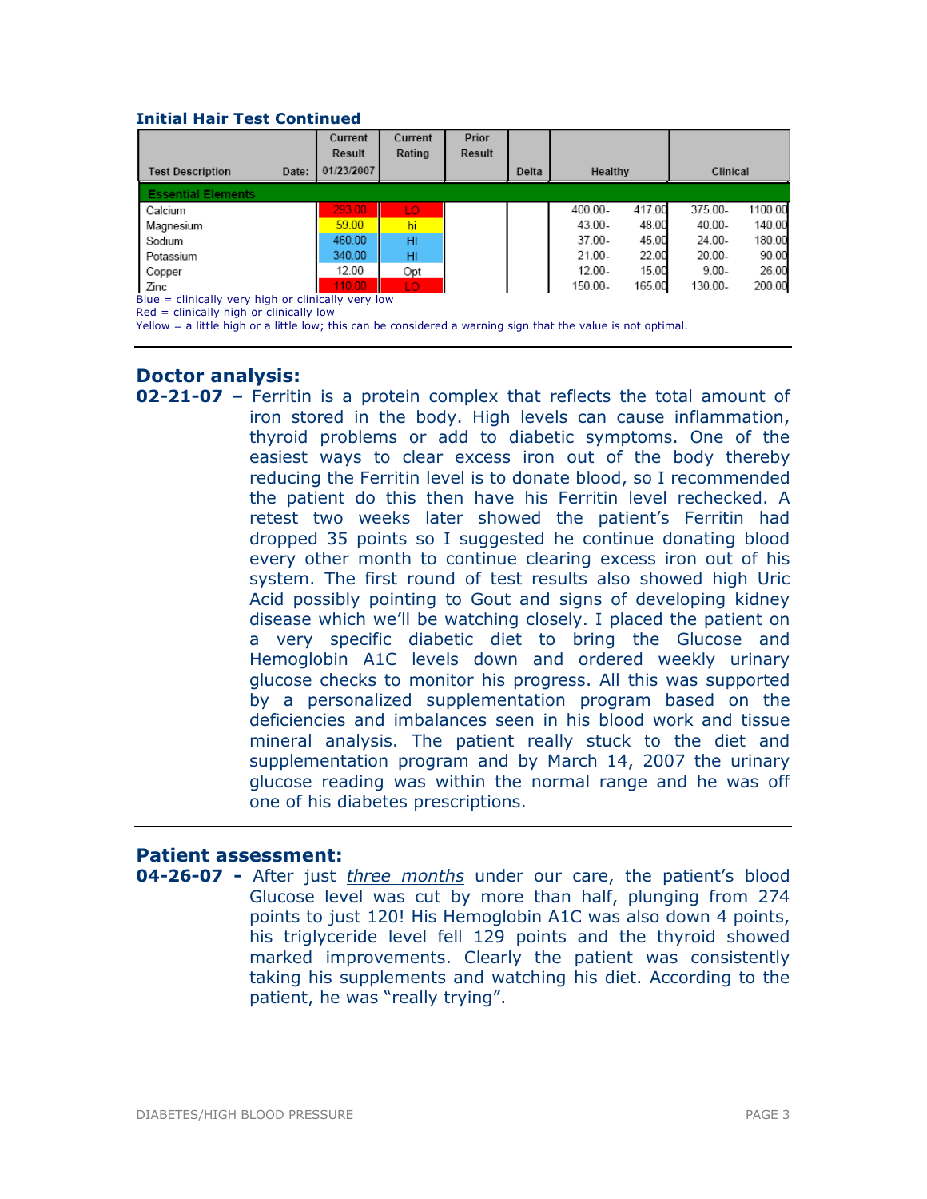**Initial Hair Test Continued**

| Test Description | Date: | Current Result 01/23/2007 | Current Rating | Prior Result | Delta | Healthy | | Clinical | |
|---|---|---|---|---|---|---|---|---|---|
| **Essential Elements** | | | | | | | | | |
| Calcium | | 293.00 | LO | | | 400.00- | 417.00 | 375.00- | 1100.00 |
| Magnesium | | 59.00 | hi | | | 43.00- | 48.00 | 40.00- | 140.00 |
| Sodium | | 460.00 | HI | | | 37.00- | 45.00 | 24.00- | 180.00 |
| Potassium | | 340.00 | HI | | | 21.00- | 22.00 | 20.00- | 90.00 |
| Copper | | 12.00 | Opt | | | 12.00- | 15.00 | 9.00- | 26.00 |
| Zinc | | 110.00 | LO | | | 150.00- | 165.00 | 130.00- | 200.00 |

Blue = clinically very high or clinically very low
Red = clinically high or clinically low
Yellow = a little high or a little low; this can be considered a warning sign that the value is not optimal.

---

## Doctor analysis:

**02-21-07 –** Ferritin is a protein complex that reflects the total amount of iron stored in the body. High levels can cause inflammation, thyroid problems or add to diabetic symptoms. One of the easiest ways to clear excess iron out of the body thereby reducing the Ferritin level is to donate blood, so I recommended the patient do this then have his Ferritin level rechecked. A retest two weeks later showed the patient's Ferritin had dropped 35 points so I suggested he continue donating blood every other month to continue clearing excess iron out of his system. The first round of test results also showed high Uric Acid possibly pointing to Gout and signs of developing kidney disease which we'll be watching closely. I placed the patient on a very specific diabetic diet to bring the Glucose and Hemoglobin A1C levels down and ordered weekly urinary glucose checks to monitor his progress. All this was supported by a personalized supplementation program based on the deficiencies and imbalances seen in his blood work and tissue mineral analysis. The patient really stuck to the diet and supplementation program and by March 14, 2007 the urinary glucose reading was within the normal range and he was off one of his diabetes prescriptions.

---

## Patient assessment:

**04-26-07 -** After just *three months* under our care, the patient's blood Glucose level was cut by more than half, plunging from 274 points to just 120! His Hemoglobin A1C was also down 4 points, his triglyceride level fell 129 points and the thyroid showed marked improvements. Clearly the patient was consistently taking his supplements and watching his diet. According to the patient, he was "really trying".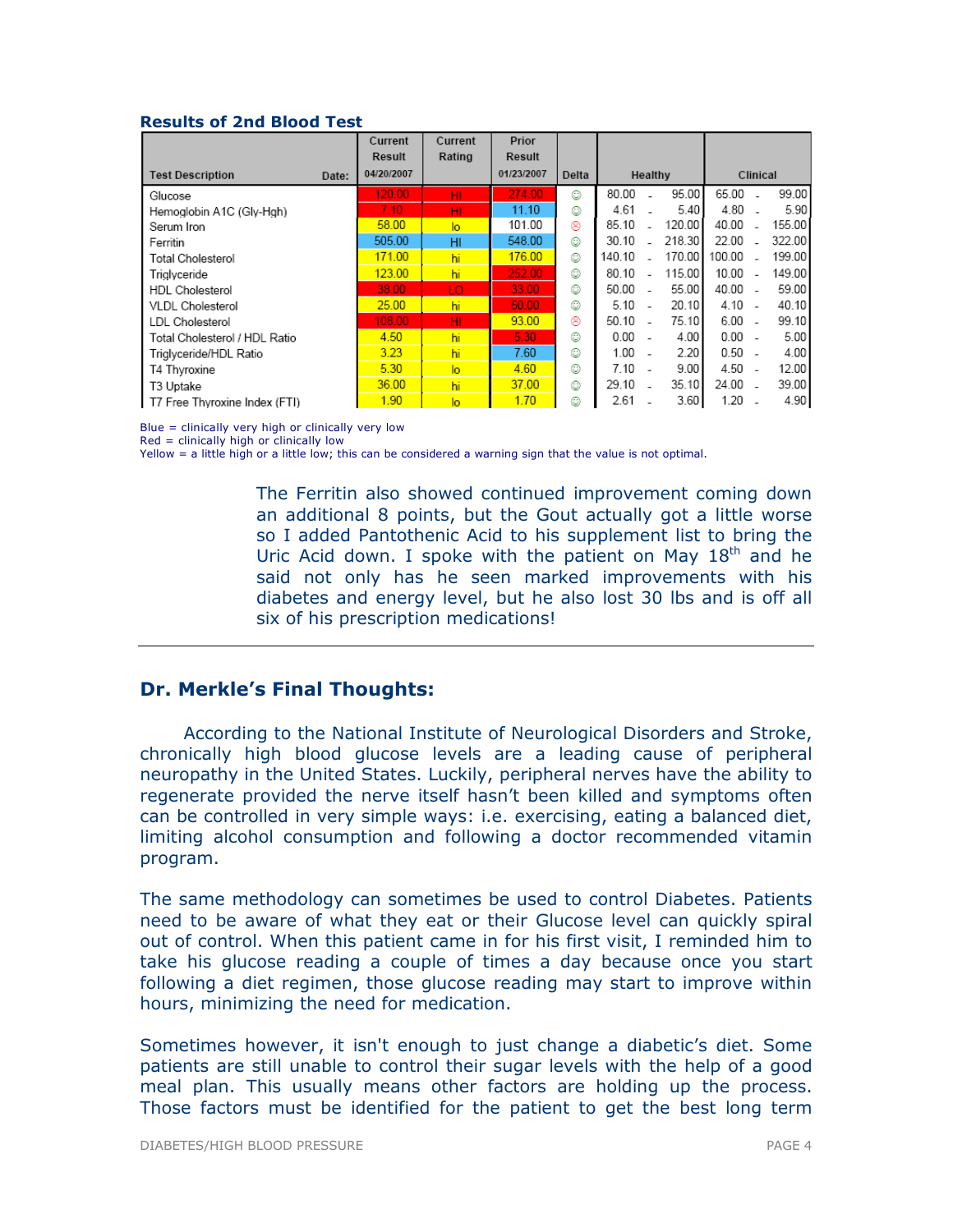### Results of 2nd Blood Test

| Test Description | Current Result 04/20/2007 | Current Rating | Prior Result 01/23/2007 | Delta | Healthy | Clinical |
|---|---|---|---|---|---|---|
| Glucose | 120.00 | HI | 274.00 | ☺ | 80.00 - 95.00 | 65.00 - 99.00 |
| Hemoglobin A1C (Gly-Hgh) | 7.10 | HI | 11.10 | ☺ | 4.61 - 5.40 | 4.80 - 5.90 |
| Serum Iron | 58.00 | lo | 101.00 | ☹ | 85.10 - 120.00 | 40.00 - 155.00 |
| Ferritin | 505.00 | HI | 548.00 | ☺ | 30.10 - 218.30 | 22.00 - 322.00 |
| Total Cholesterol | 171.00 | hi | 176.00 | ☺ | 140.10 - 170.00 | 100.00 - 199.00 |
| Triglyceride | 123.00 | hi | 252.00 | ☺ | 80.10 - 115.00 | 10.00 - 149.00 |
| HDL Cholesterol | 38.00 | LO | 33.00 | ☺ | 50.00 - 55.00 | 40.00 - 59.00 |
| VLDL Cholesterol | 25.00 | hi | 50.00 | ☺ | 5.10 - 20.10 | 4.10 - 40.10 |
| LDL Cholesterol | 108.00 | HI | 93.00 | ☹ | 50.10 - 75.10 | 6.00 - 99.10 |
| Total Cholesterol / HDL Ratio | 4.50 | hi | 5.30 | ☺ | 0.00 - 4.00 | 0.00 - 5.00 |
| Triglyceride/HDL Ratio | 3.23 | hi | 7.60 | ☺ | 1.00 - 2.20 | 0.50 - 4.00 |
| T4 Thyroxine | 5.30 | lo | 4.60 | ☺ | 7.10 - 9.00 | 4.50 - 12.00 |
| T3 Uptake | 36.00 | hi | 37.00 | ☺ | 29.10 - 35.10 | 24.00 - 39.00 |
| T7 Free Thyroxine Index (FTI) | 1.90 | lo | 1.70 | ☺ | 2.61 - 3.60 | 1.20 - 4.90 |

Blue = clinically very high or clinically very low
Red = clinically high or clinically low
Yellow = a little high or a little low; this can be considered a warning sign that the value is not optimal.

The Ferritin also showed continued improvement coming down an additional 8 points, but the Gout actually got a little worse so I added Pantothenic Acid to his supplement list to bring the Uric Acid down. I spoke with the patient on May 18th and he said not only has he seen marked improvements with his diabetes and energy level, but he also lost 30 lbs and is off all six of his prescription medications!

---

## Dr. Merkle's Final Thoughts:

According to the National Institute of Neurological Disorders and Stroke, chronically high blood glucose levels are a leading cause of peripheral neuropathy in the United States. Luckily, peripheral nerves have the ability to regenerate provided the nerve itself hasn't been killed and symptoms often can be controlled in very simple ways: i.e. exercising, eating a balanced diet, limiting alcohol consumption and following a doctor recommended vitamin program.

The same methodology can sometimes be used to control Diabetes. Patients need to be aware of what they eat or their Glucose level can quickly spiral out of control. When this patient came in for his first visit, I reminded him to take his glucose reading a couple of times a day because once you start following a diet regimen, those glucose reading may start to improve within hours, minimizing the need for medication.

Sometimes however, it isn't enough to just change a diabetic's diet. Some patients are still unable to control their sugar levels with the help of a good meal plan. This usually means other factors are holding up the process. Those factors must be identified for the patient to get the best long term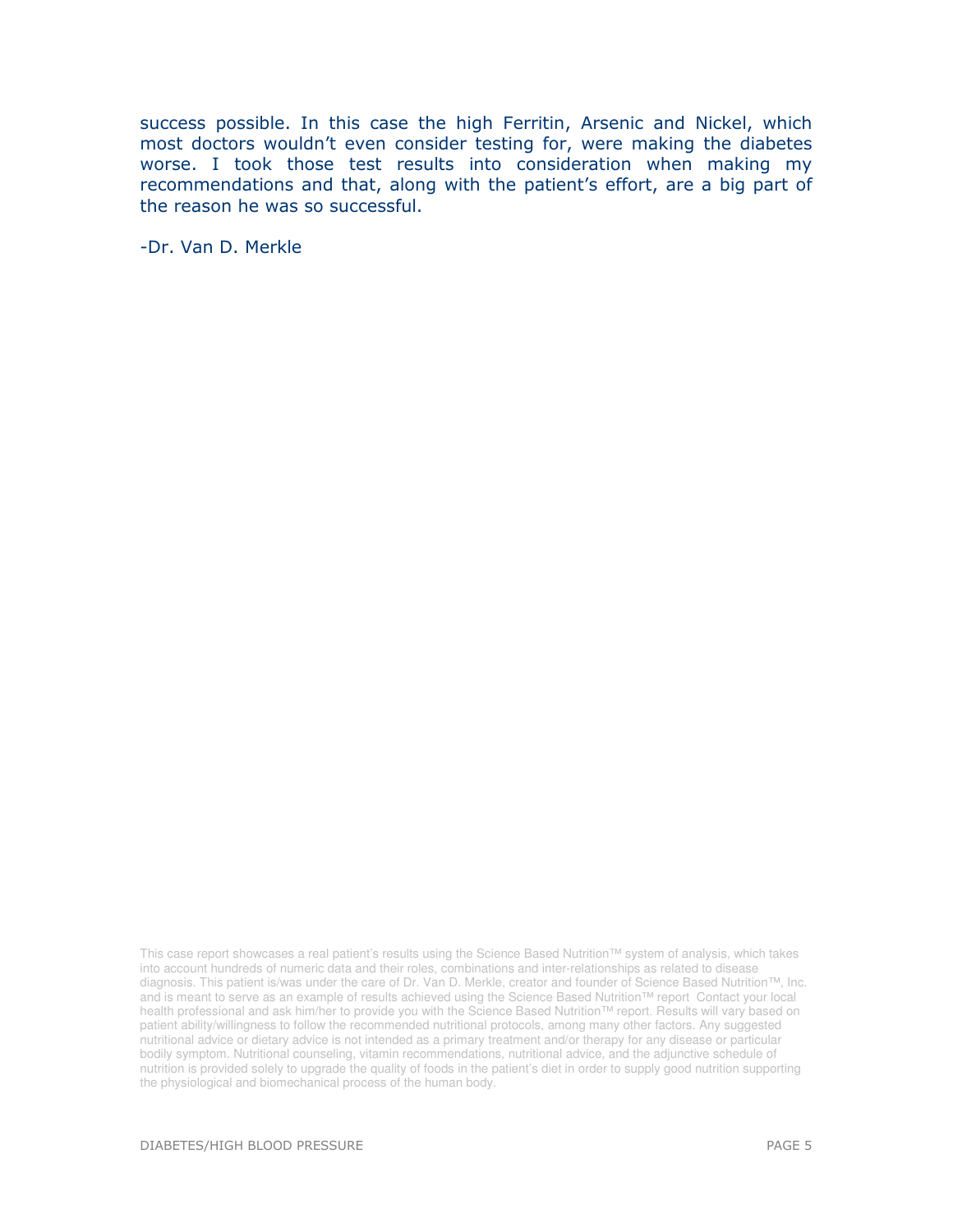success possible. In this case the high Ferritin, Arsenic and Nickel, which most doctors wouldn't even consider testing for, were making the diabetes worse. I took those test results into consideration when making my recommendations and that, along with the patient's effort, are a big part of the reason he was so successful.

-Dr. Van D. Merkle

This case report showcases a real patient's results using the Science Based Nutrition™ system of analysis, which takes into account hundreds of numeric data and their roles, combinations and inter-relationships as related to disease diagnosis. This patient is/was under the care of Dr. Van D. Merkle, creator and founder of Science Based Nutrition™, Inc. and is meant to serve as an example of results achieved using the Science Based Nutrition™ report  Contact your local health professional and ask him/her to provide you with the Science Based Nutrition™ report. Results will vary based on patient ability/willingness to follow the recommended nutritional protocols, among many other factors. Any suggested nutritional advice or dietary advice is not intended as a primary treatment and/or therapy for any disease or particular bodily symptom. Nutritional counseling, vitamin recommendations, nutritional advice, and the adjunctive schedule of nutrition is provided solely to upgrade the quality of foods in the patient's diet in order to supply good nutrition supporting the physiological and biomechanical process of the human body.